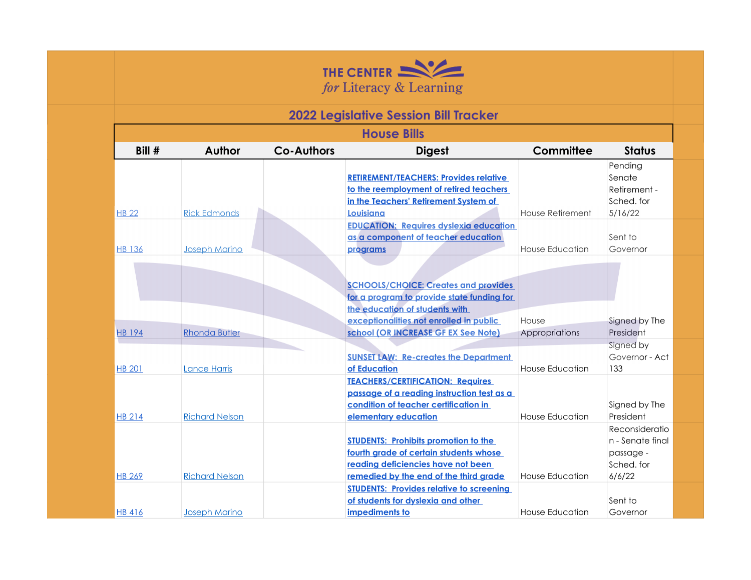# THE CENTER *for* Literacy & Learning

## 2022 Legislative Session Bill Tracker

### House Bills

| Bill # | Author | Co-Authors | Digest | Committee | Status |
|---|---|---|---|---|---|
| HB 22 | Rick Edmonds | | **RETIREMENT/TEACHERS: Provides relative to the reemployment of retired teachers in the Teachers' Retirement System of Louisiana** | House Retirement | Pending Senate Retirement - Sched. for 5/16/22 |
| HB 136 | Joseph Marino | | **EDUCATION: Requires dyslexia education as a component of teacher education programs** | House Education | Sent to Governor |
| HB 194 | Rhonda Butler | | **SCHOOLS/CHOICE: Creates and provides for a program to provide state funding for the education of students with exceptionalities not enrolled in public school (OR INCREASE GF EX See Note)** | House Appropriations | Signed by The President |
| HB 201 | Lance Harris | | **SUNSET LAW: Re-creates the Department of Education** | House Education | Signed by Governor - Act 133 |
| HB 214 | Richard Nelson | | **TEACHERS/CERTIFICATION: Requires passage of a reading instruction test as a condition of teacher certification in elementary education** | House Education | Signed by The President |
| HB 269 | Richard Nelson | | **STUDENTS: Prohibits promotion to the fourth grade of certain students whose reading deficiencies have not been remedied by the end of the third grade** | House Education | Reconsideration - Senate final passage - Sched. for 6/6/22 |
| HB 416 | Joseph Marino | | **STUDENTS: Provides relative to screening of students for dyslexia and other impediments to** | House Education | Sent to Governor |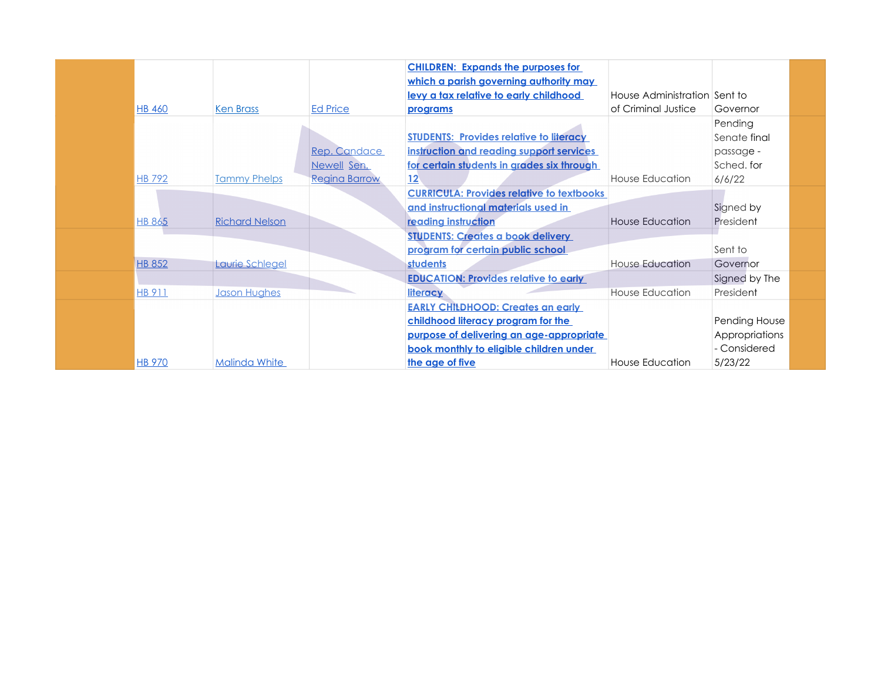| | | | | | | |
|---|---|---|---|---|---|---|
| | HB 460 | Ken Brass | Ed Price | **CHILDREN: Expands the purposes for which a parish governing authority may levy a tax relative to early childhood programs** | House Administration of Criminal Justice | Sent to Governor |
| | HB 792 | Tammy Phelps | Rep. Candace Newell Sen. Regina Barrow | **STUDENTS: Provides relative to literacy instruction and reading support services for certain students in grades six through 12** | House Education | Pending Senate final passage - Sched. for 6/6/22 |
| | HB 865 | Richard Nelson | | **CURRICULA: Provides relative to textbooks and instructional materials used in reading instruction** | House Education | Signed by President |
| | HB 852 | Laurie Schlegel | | **STUDENTS: Creates a book delivery program for certain public school students** | House Education | Sent to Governor |
| | HB 911 | Jason Hughes | | **EDUCATION: Provides relative to early literacy** | House Education | Signed by The President |
| | HB 970 | Malinda White | | **EARLY CHILDHOOD: Creates an early childhood literacy program for the purpose of delivering an age-appropriate book monthly to eligible children under the age of five** | House Education | Pending House Appropriations - Considered 5/23/22 |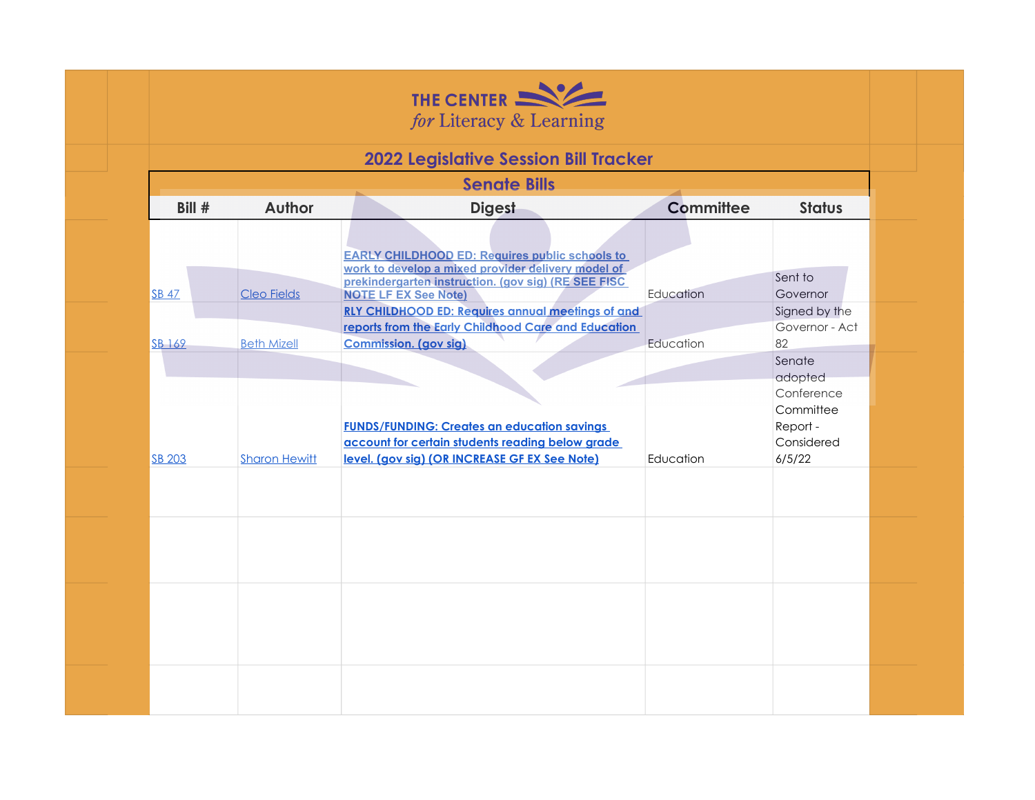THE CENTER *for* Literacy & Learning

## 2022 Legislative Session Bill Tracker

### Senate Bills

| Bill # | Author | Digest | Committee | Status |
|---|---|---|---|---|
| SB 47 | Cleo Fields | EARLY CHILDHOOD ED: Requires public schools to work to develop a mixed provider delivery model of prekindergarten instruction. (gov sig) (RE SEE FISC NOTE LF EX See Note) | Education | Sent to Governor |
| SB 169 | Beth Mizell | RLY CHILDHOOD ED: Requires annual meetings of and reports from the Early Childhood Care and Education Commission. (gov sig) | Education | Signed by the Governor - Act 82 |
| SB 203 | Sharon Hewitt | FUNDS/FUNDING: Creates an education savings account for certain students reading below grade level. (gov sig) (OR INCREASE GF EX See Note) | Education | Senate adopted Conference Committee Report - Considered 6/5/22 |